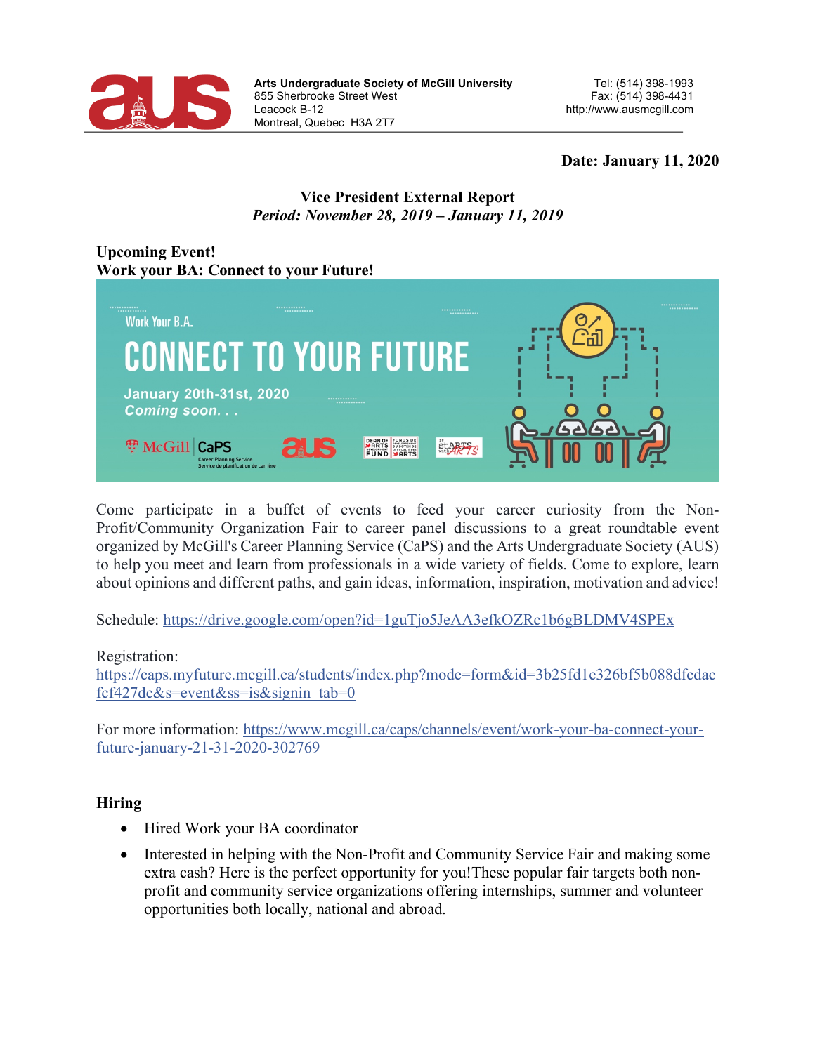**Arts Undergraduate Society of McGill University**
855 Sherbrooke Street West
Leacock B-12
Montreal, Quebec H3A 2T7

Tel: (514) 398-1993
Fax: (514) 398-4431
http://www.ausmcgill.com

**Date: January 11, 2020**

**Vice President External Report**
***Period: November 28, 2019 – January 11, 2019***

**Upcoming Event!**
**Work your BA: Connect to your Future!**

Come participate in a buffet of events to feed your career curiosity from the Non-Profit/Community Organization Fair to career panel discussions to a great roundtable event organized by McGill's Career Planning Service (CaPS) and the Arts Undergraduate Society (AUS) to help you meet and learn from professionals in a wide variety of fields. Come to explore, learn about opinions and different paths, and gain ideas, information, inspiration, motivation and advice!

Schedule: https://drive.google.com/open?id=1guTjo5JeAA3efkOZRc1b6gBLDMV4SPEx

Registration:
https://caps.myfuture.mcgill.ca/students/index.php?mode=form&id=3b25fd1e326bf5b088dfcdacfcf427dc&s=event&ss=is&signin_tab=0

For more information: https://www.mcgill.ca/caps/channels/event/work-your-ba-connect-your-future-january-21-31-2020-302769

**Hiring**

- Hired Work your BA coordinator
- Interested in helping with the Non-Profit and Community Service Fair and making some extra cash? Here is the perfect opportunity for you!These popular fair targets both non-profit and community service organizations offering internships, summer and volunteer opportunities both locally, national and abroad.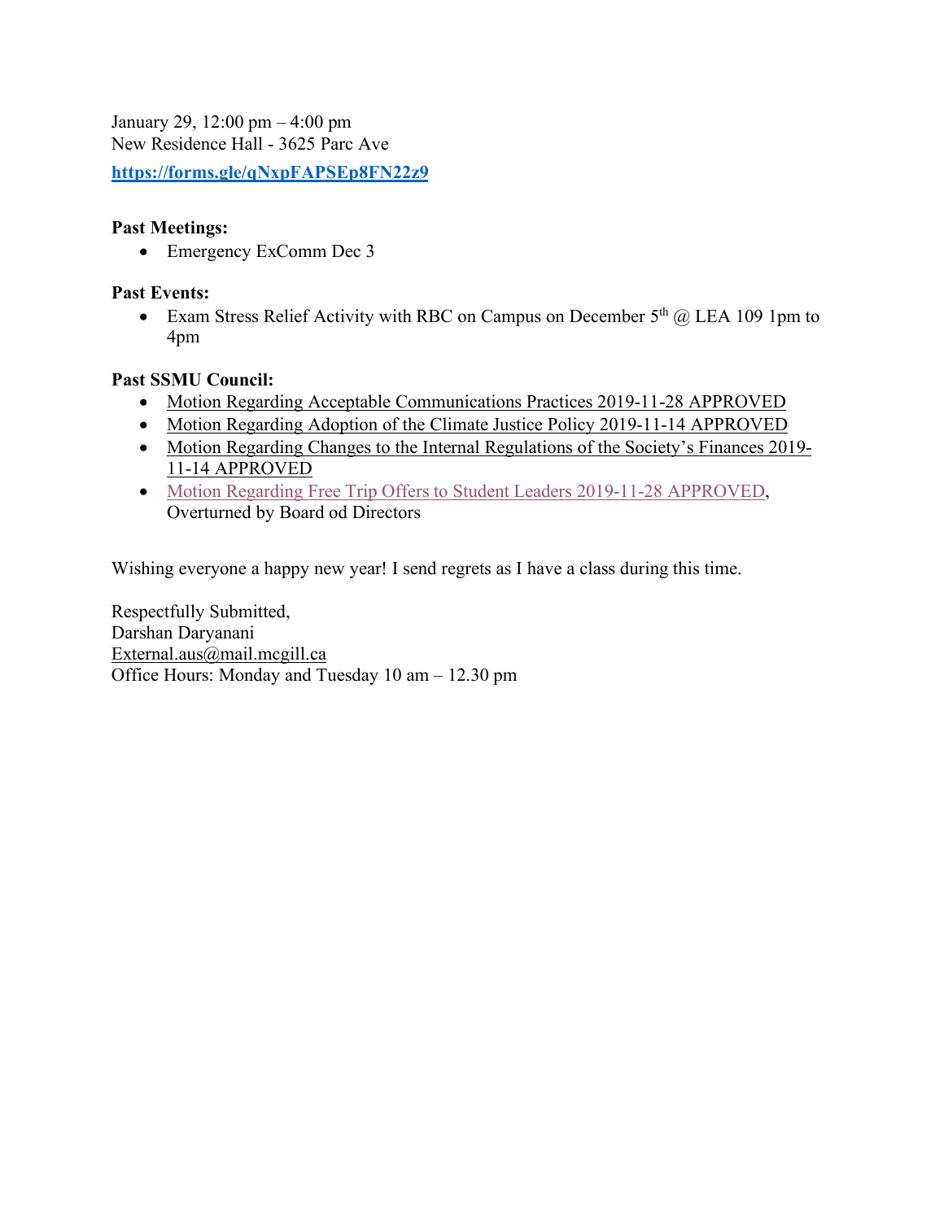January 29, 12:00 pm – 4:00 pm
New Residence Hall - 3625 Parc Ave

**https://forms.gle/qNxpFAPSEp8FN22z9**

**Past Meetings:**

- Emergency ExComm Dec 3

**Past Events:**

- Exam Stress Relief Activity with RBC on Campus on December 5th @ LEA 109 1pm to 4pm

**Past SSMU Council:**

- Motion Regarding Acceptable Communications Practices 2019-11-28 APPROVED
- Motion Regarding Adoption of the Climate Justice Policy 2019-11-14 APPROVED
- Motion Regarding Changes to the Internal Regulations of the Society's Finances 2019-11-14 APPROVED
- Motion Regarding Free Trip Offers to Student Leaders 2019-11-28 APPROVED, Overturned by Board od Directors

Wishing everyone a happy new year! I send regrets as I have a class during this time.

Respectfully Submitted,
Darshan Daryanani
External.aus@mail.mcgill.ca
Office Hours: Monday and Tuesday 10 am – 12.30 pm